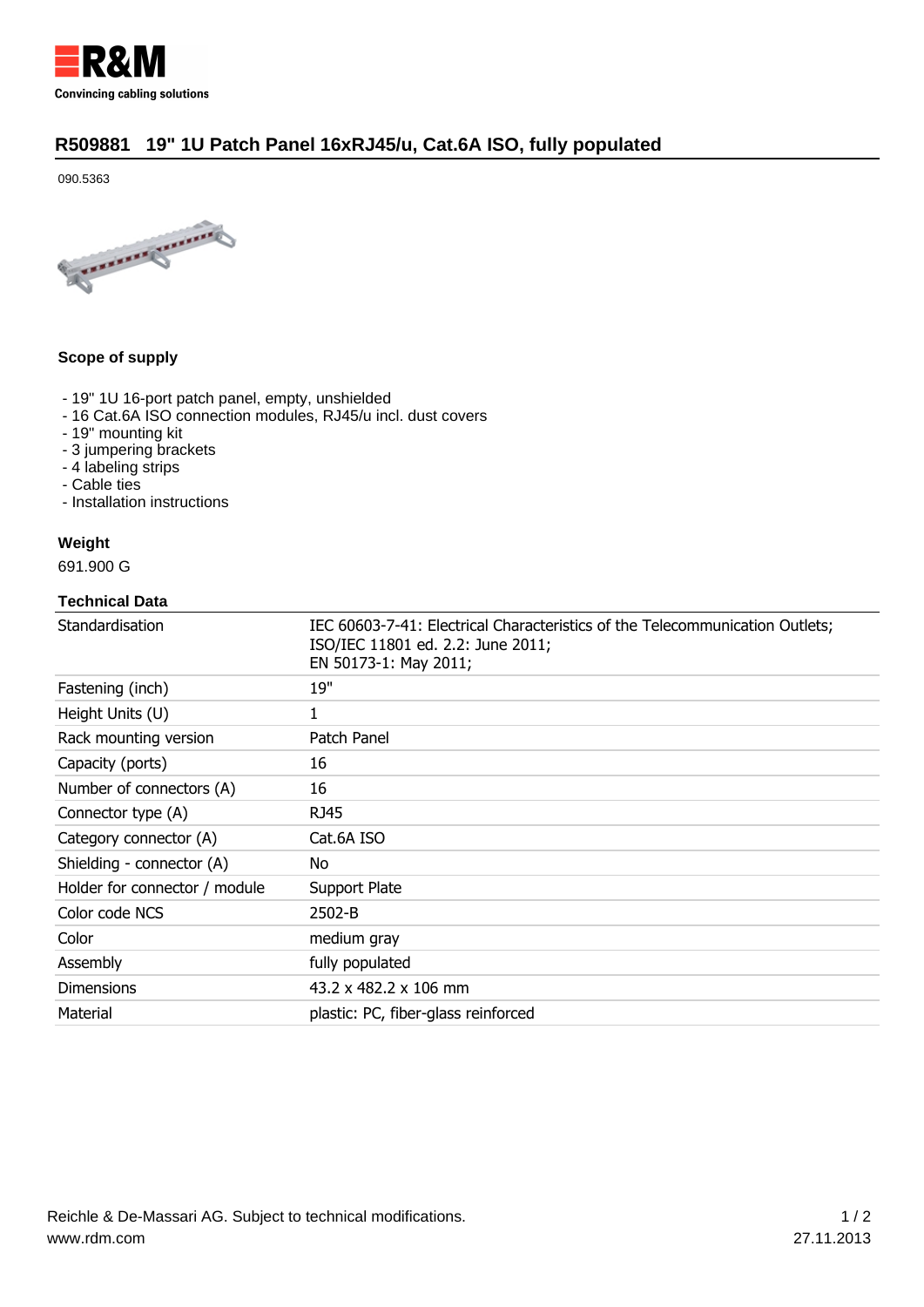# R509881 19" 1U Patch Panel 16xRJ45/u, Cat.6A ISO, fully populated

090.5363

### Scope of supply

- 19" 1U 16-port patch panel, empty, unshielded
- 16 Cat.6A ISO connection modules, RJ45/u incl. dust covers
- 19" mounting kit
- 3 jumpering brackets
- 4 labeling strips
- Cable ties
- Installation instructions

### Weight

691.900 G

### Technical Data

| | |
|---|---|
| Standardisation | IEC 60603-7-41: Electrical Characteristics of the Telecommunication Outlets;<br>ISO/IEC 11801 ed. 2.2: June 2011;<br>EN 50173-1: May 2011; |
| Fastening (inch) | 19" |
| Height Units (U) | 1 |
| Rack mounting version | Patch Panel |
| Capacity (ports) | 16 |
| Number of connectors (A) | 16 |
| Connector type (A) | RJ45 |
| Category connector (A) | Cat.6A ISO |
| Shielding - connector (A) | No |
| Holder for connector / module | Support Plate |
| Color code NCS | 2502-B |
| Color | medium gray |
| Assembly | fully populated |
| Dimensions | 43.2 x 482.2 x 106 mm |
| Material | plastic: PC, fiber-glass reinforced |

Reichle & De-Massari AG. Subject to technical modifications.
www.rdm.com

27.11.2013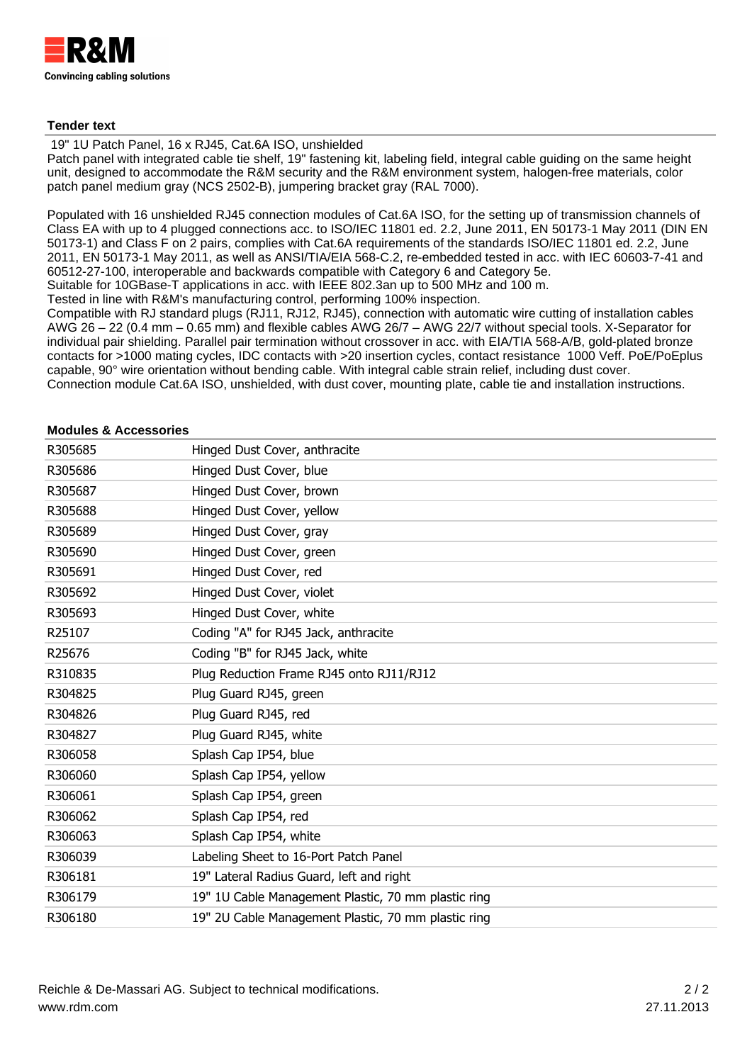### Tender text

19" 1U Patch Panel, 16 x RJ45, Cat.6A ISO, unshielded
Patch panel with integrated cable tie shelf, 19" fastening kit, labeling field, integral cable guiding on the same height unit, designed to accommodate the R&M security and the R&M environment system, halogen-free materials, color patch panel medium gray (NCS 2502-B), jumpering bracket gray (RAL 7000).

Populated with 16 unshielded RJ45 connection modules of Cat.6A ISO, for the setting up of transmission channels of Class EA with up to 4 plugged connections acc. to ISO/IEC 11801 ed. 2.2, June 2011, EN 50173-1 May 2011 (DIN EN 50173-1) and Class F on 2 pairs, complies with Cat.6A requirements of the standards ISO/IEC 11801 ed. 2.2, June 2011, EN 50173-1 May 2011, as well as ANSI/TIA/EIA 568-C.2, re-embedded tested in acc. with IEC 60603-7-41 and 60512-27-100, interoperable and backwards compatible with Category 6 and Category 5e.
Suitable for 10GBase-T applications in acc. with IEEE 802.3an up to 500 MHz and 100 m.
Tested in line with R&M's manufacturing control, performing 100% inspection.
Compatible with RJ standard plugs (RJ11, RJ12, RJ45), connection with automatic wire cutting of installation cables AWG 26 – 22 (0.4 mm – 0.65 mm) and flexible cables AWG 26/7 – AWG 22/7 without special tools. X-Separator for individual pair shielding. Parallel pair termination without crossover in acc. with EIA/TIA 568-A/B, gold-plated bronze contacts for >1000 mating cycles, IDC contacts with >20 insertion cycles, contact resistance  1000 Veff. PoE/PoEplus capable, 90° wire orientation without bending cable. With integral cable strain relief, including dust cover.
Connection module Cat.6A ISO, unshielded, with dust cover, mounting plate, cable tie and installation instructions.

### Modules & Accessories

| | |
|---|---|
| R305685 | Hinged Dust Cover, anthracite |
| R305686 | Hinged Dust Cover, blue |
| R305687 | Hinged Dust Cover, brown |
| R305688 | Hinged Dust Cover, yellow |
| R305689 | Hinged Dust Cover, gray |
| R305690 | Hinged Dust Cover, green |
| R305691 | Hinged Dust Cover, red |
| R305692 | Hinged Dust Cover, violet |
| R305693 | Hinged Dust Cover, white |
| R25107 | Coding "A" for RJ45 Jack, anthracite |
| R25676 | Coding "B" for RJ45 Jack, white |
| R310835 | Plug Reduction Frame RJ45 onto RJ11/RJ12 |
| R304825 | Plug Guard RJ45, green |
| R304826 | Plug Guard RJ45, red |
| R304827 | Plug Guard RJ45, white |
| R306058 | Splash Cap IP54, blue |
| R306060 | Splash Cap IP54, yellow |
| R306061 | Splash Cap IP54, green |
| R306062 | Splash Cap IP54, red |
| R306063 | Splash Cap IP54, white |
| R306039 | Labeling Sheet to 16-Port Patch Panel |
| R306181 | 19" Lateral Radius Guard, left and right |
| R306179 | 19" 1U Cable Management Plastic, 70 mm plastic ring |
| R306180 | 19" 2U Cable Management Plastic, 70 mm plastic ring |

Reichle & De-Massari AG. Subject to technical modifications.
www.rdm.com
27.11.2013